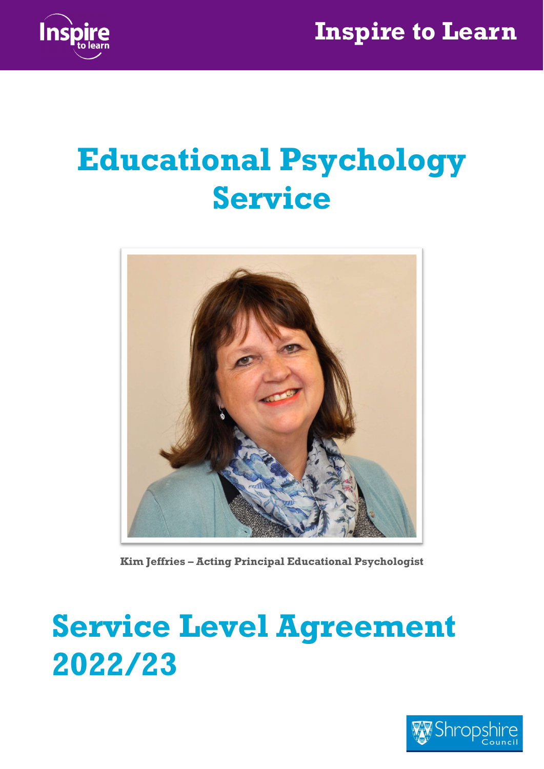Inspire to Learn

# Educational Psychology Service

**Kim Jeffries – Acting Principal Educational Psychologist**

# Service Level Agreement 2022/23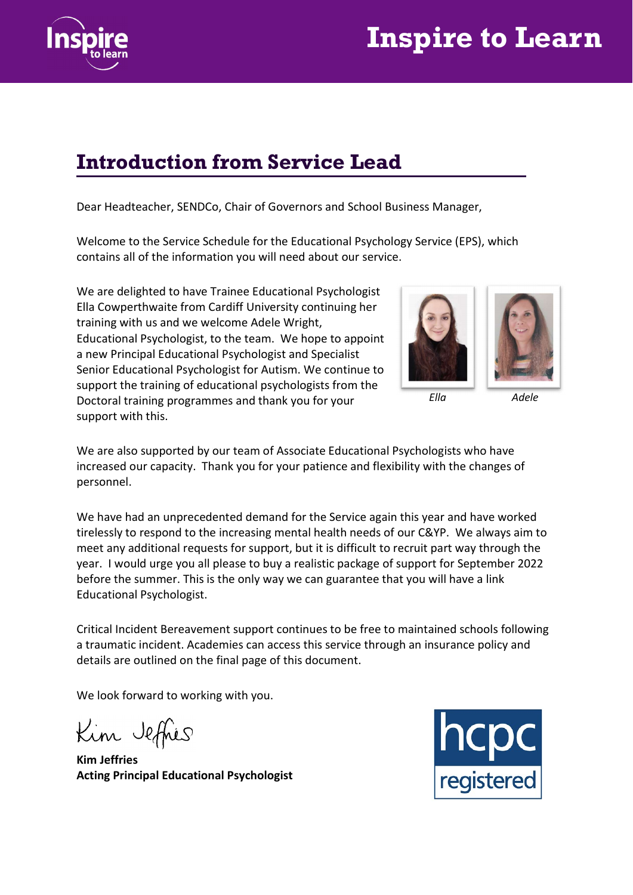## Introduction from Service Lead

Dear Headteacher, SENDCo, Chair of Governors and School Business Manager,

Welcome to the Service Schedule for the Educational Psychology Service (EPS), which contains all of the information you will need about our service.

We are delighted to have Trainee Educational Psychologist Ella Cowperthwaite from Cardiff University continuing her training with us and we welcome Adele Wright, Educational Psychologist, to the team. We hope to appoint a new Principal Educational Psychologist and Specialist Senior Educational Psychologist for Autism. We continue to support the training of educational psychologists from the Doctoral training programmes and thank you for your support with this.

*Ella* *Adele*

We are also supported by our team of Associate Educational Psychologists who have increased our capacity. Thank you for your patience and flexibility with the changes of personnel.

We have had an unprecedented demand for the Service again this year and have worked tirelessly to respond to the increasing mental health needs of our C&YP. We always aim to meet any additional requests for support, but it is difficult to recruit part way through the year. I would urge you all please to buy a realistic package of support for September 2022 before the summer. This is the only way we can guarantee that you will have a link Educational Psychologist.

Critical Incident Bereavement support continues to be free to maintained schools following a traumatic incident. Academies can access this service through an insurance policy and details are outlined on the final page of this document.

We look forward to working with you.

Kim Jeffries

**Kim Jeffries**
**Acting Principal Educational Psychologist**

hcpc registered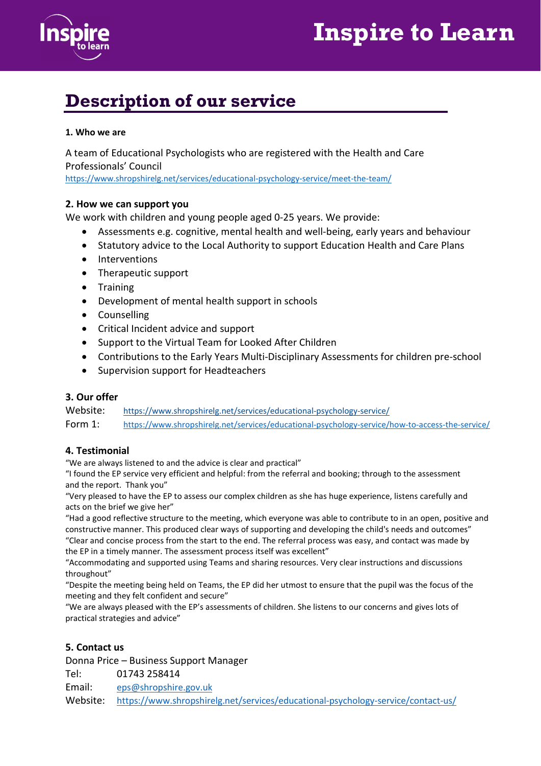# Inspire to Learn

## Description of our service

**1. Who we are**

A team of Educational Psychologists who are registered with the Health and Care Professionals' Council
https://www.shropshirelg.net/services/educational-psychology-service/meet-the-team/

**2. How we can support you**

We work with children and young people aged 0-25 years. We provide:

- Assessments e.g. cognitive, mental health and well-being, early years and behaviour
- Statutory advice to the Local Authority to support Education Health and Care Plans
- Interventions
- Therapeutic support
- Training
- Development of mental health support in schools
- Counselling
- Critical Incident advice and support
- Support to the Virtual Team for Looked After Children
- Contributions to the Early Years Multi-Disciplinary Assessments for children pre-school
- Supervision support for Headteachers

**3. Our offer**

Website: https://www.shropshirelg.net/services/educational-psychology-service/
Form 1: https://www.shropshirelg.net/services/educational-psychology-service/how-to-access-the-service/

**4. Testimonial**

"We are always listened to and the advice is clear and practical"
"I found the EP service very efficient and helpful: from the referral and booking; through to the assessment and the report. Thank you"
"Very pleased to have the EP to assess our complex children as she has huge experience, listens carefully and acts on the brief we give her"
"Had a good reflective structure to the meeting, which everyone was able to contribute to in an open, positive and constructive manner. This produced clear ways of supporting and developing the child's needs and outcomes"
"Clear and concise process from the start to the end. The referral process was easy, and contact was made by the EP in a timely manner. The assessment process itself was excellent"
"Accommodating and supported using Teams and sharing resources. Very clear instructions and discussions throughout"
"Despite the meeting being held on Teams, the EP did her utmost to ensure that the pupil was the focus of the meeting and they felt confident and secure"
"We are always pleased with the EP's assessments of children. She listens to our concerns and gives lots of practical strategies and advice"

**5. Contact us**

Donna Price – Business Support Manager
Tel: 01743 258414
Email: eps@shropshire.gov.uk
Website: https://www.shropshirelg.net/services/educational-psychology-service/contact-us/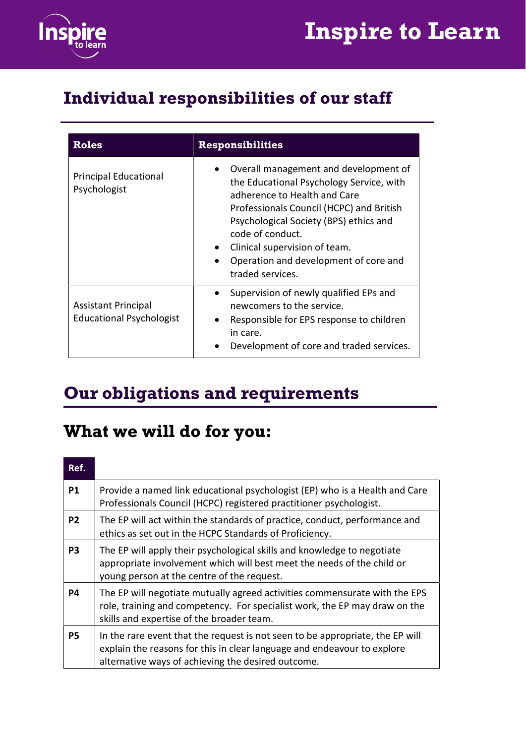## Individual responsibilities of our staff

| Roles | Responsibilities |
|---|---|
| Principal Educational Psychologist | • Overall management and development of the Educational Psychology Service, with adherence to Health and Care Professionals Council (HCPC) and British Psychological Society (BPS) ethics and code of conduct.<br>• Clinical supervision of team.<br>• Operation and development of core and traded services. |
| Assistant Principal Educational Psychologist | • Supervision of newly qualified EPs and newcomers to the service.<br>• Responsible for EPS response to children in care.<br>• Development of core and traded services. |

## Our obligations and requirements

# What we will do for you:

| Ref. | |
|---|---|
| **P1** | Provide a named link educational psychologist (EP) who is a Health and Care Professionals Council (HCPC) registered practitioner psychologist. |
| **P2** | The EP will act within the standards of practice, conduct, performance and ethics as set out in the HCPC Standards of Proficiency. |
| **P3** | The EP will apply their psychological skills and knowledge to negotiate appropriate involvement which will best meet the needs of the child or young person at the centre of the request. |
| **P4** | The EP will negotiate mutually agreed activities commensurate with the EPS role, training and competency. For specialist work, the EP may draw on the skills and expertise of the broader team. |
| **P5** | In the rare event that the request is not seen to be appropriate, the EP will explain the reasons for this in clear language and endeavour to explore alternative ways of achieving the desired outcome. |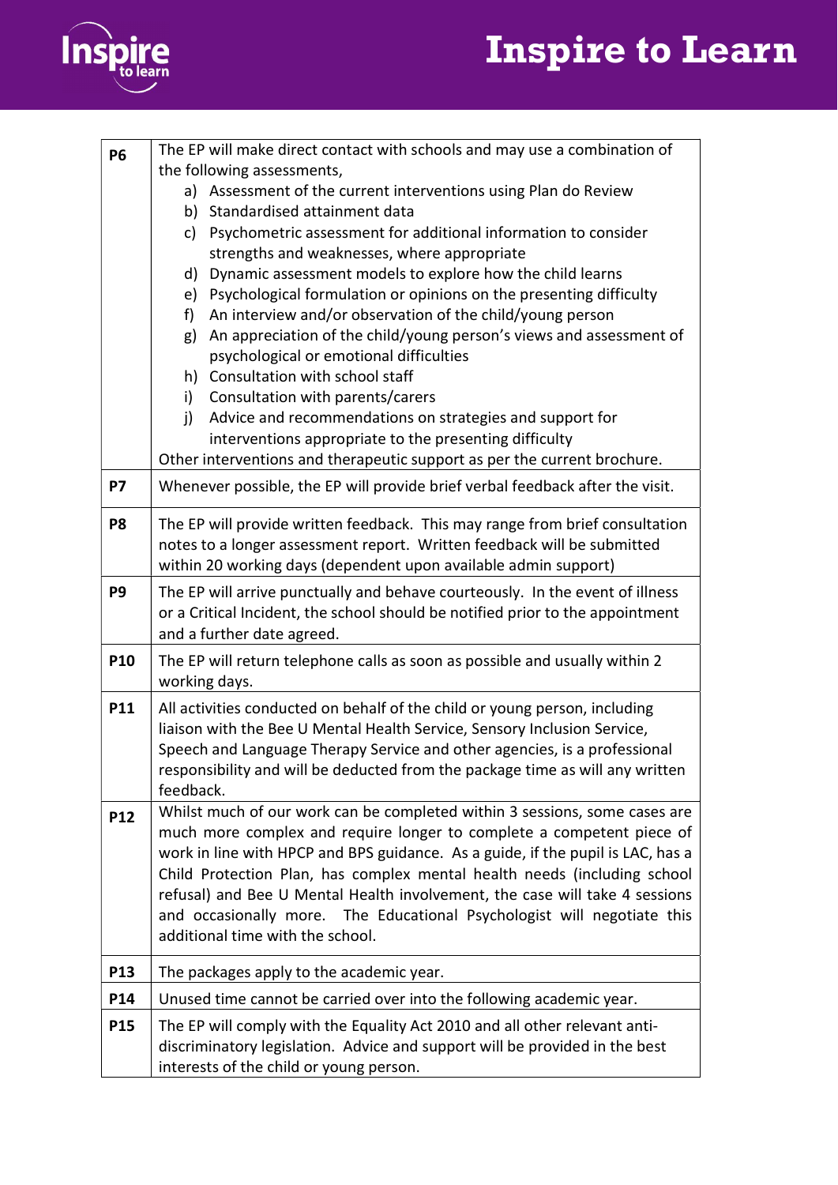| | |
|---|---|
| **P6** | The EP will make direct contact with schools and may use a combination of the following assessments,<br>a) Assessment of the current interventions using Plan do Review<br>b) Standardised attainment data<br>c) Psychometric assessment for additional information to consider strengths and weaknesses, where appropriate<br>d) Dynamic assessment models to explore how the child learns<br>e) Psychological formulation or opinions on the presenting difficulty<br>f) An interview and/or observation of the child/young person<br>g) An appreciation of the child/young person's views and assessment of psychological or emotional difficulties<br>h) Consultation with school staff<br>i) Consultation with parents/carers<br>j) Advice and recommendations on strategies and support for interventions appropriate to the presenting difficulty<br>Other interventions and therapeutic support as per the current brochure. |
| **P7** | Whenever possible, the EP will provide brief verbal feedback after the visit. |
| **P8** | The EP will provide written feedback. This may range from brief consultation notes to a longer assessment report. Written feedback will be submitted within 20 working days (dependent upon available admin support) |
| **P9** | The EP will arrive punctually and behave courteously. In the event of illness or a Critical Incident, the school should be notified prior to the appointment and a further date agreed. |
| **P10** | The EP will return telephone calls as soon as possible and usually within 2 working days. |
| **P11** | All activities conducted on behalf of the child or young person, including liaison with the Bee U Mental Health Service, Sensory Inclusion Service, Speech and Language Therapy Service and other agencies, is a professional responsibility and will be deducted from the package time as will any written feedback. |
| **P12** | Whilst much of our work can be completed within 3 sessions, some cases are much more complex and require longer to complete a competent piece of work in line with HPCP and BPS guidance. As a guide, if the pupil is LAC, has a Child Protection Plan, has complex mental health needs (including school refusal) and Bee U Mental Health involvement, the case will take 4 sessions and occasionally more. The Educational Psychologist will negotiate this additional time with the school. |
| **P13** | The packages apply to the academic year. |
| **P14** | Unused time cannot be carried over into the following academic year. |
| **P15** | The EP will comply with the Equality Act 2010 and all other relevant anti-discriminatory legislation. Advice and support will be provided in the best interests of the child or young person. |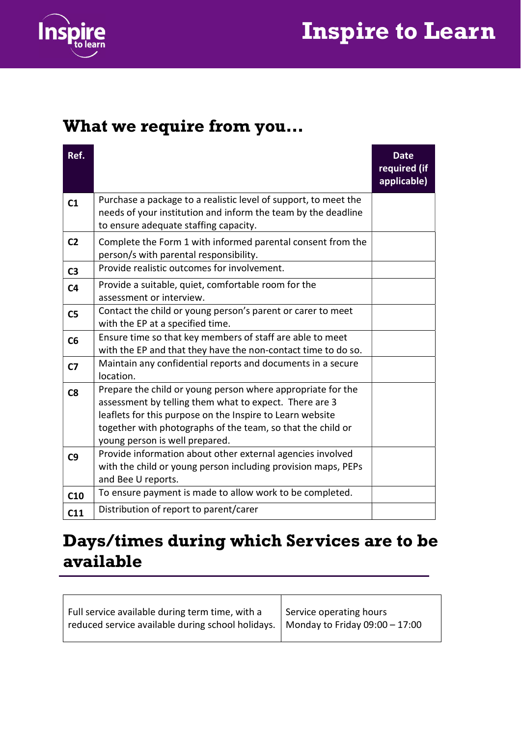## What we require from you…

| Ref. | | Date required (if applicable) |
|---|---|---|
| C1 | Purchase a package to a realistic level of support, to meet the needs of your institution and inform the team by the deadline to ensure adequate staffing capacity. | |
| C2 | Complete the Form 1 with informed parental consent from the person/s with parental responsibility. | |
| C3 | Provide realistic outcomes for involvement. | |
| C4 | Provide a suitable, quiet, comfortable room for the assessment or interview. | |
| C5 | Contact the child or young person's parent or carer to meet with the EP at a specified time. | |
| C6 | Ensure time so that key members of staff are able to meet with the EP and that they have the non-contact time to do so. | |
| C7 | Maintain any confidential reports and documents in a secure location. | |
| C8 | Prepare the child or young person where appropriate for the assessment by telling them what to expect. There are 3 leaflets for this purpose on the Inspire to Learn website together with photographs of the team, so that the child or young person is well prepared. | |
| C9 | Provide information about other external agencies involved with the child or young person including provision maps, PEPs and Bee U reports. | |
| C10 | To ensure payment is made to allow work to be completed. | |
| C11 | Distribution of report to parent/carer | |

## Days/times during which Services are to be available

| | |
|---|---|
| Full service available during term time, with a reduced service available during school holidays. | Service operating hours Monday to Friday 09:00 – 17:00 |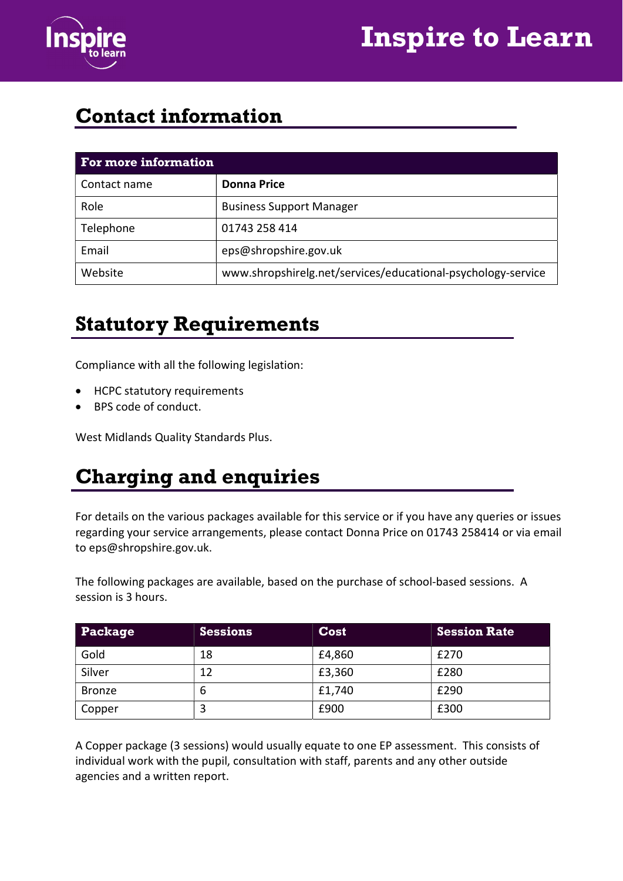## Contact information

| For more information | |
|---|---|
| Contact name | **Donna Price** |
| Role | Business Support Manager |
| Telephone | 01743 258 414 |
| Email | eps@shropshire.gov.uk |
| Website | www.shropshirelg.net/services/educational-psychology-service |

## Statutory Requirements

Compliance with all the following legislation:

- HCPC statutory requirements
- BPS code of conduct.

West Midlands Quality Standards Plus.

## Charging and enquiries

For details on the various packages available for this service or if you have any queries or issues regarding your service arrangements, please contact Donna Price on 01743 258414 or via email to eps@shropshire.gov.uk.

The following packages are available, based on the purchase of school-based sessions. A session is 3 hours.

| Package | Sessions | Cost | Session Rate |
|---|---|---|---|
| Gold | 18 | £4,860 | £270 |
| Silver | 12 | £3,360 | £280 |
| Bronze | 6 | £1,740 | £290 |
| Copper | 3 | £900 | £300 |

A Copper package (3 sessions) would usually equate to one EP assessment. This consists of individual work with the pupil, consultation with staff, parents and any other outside agencies and a written report.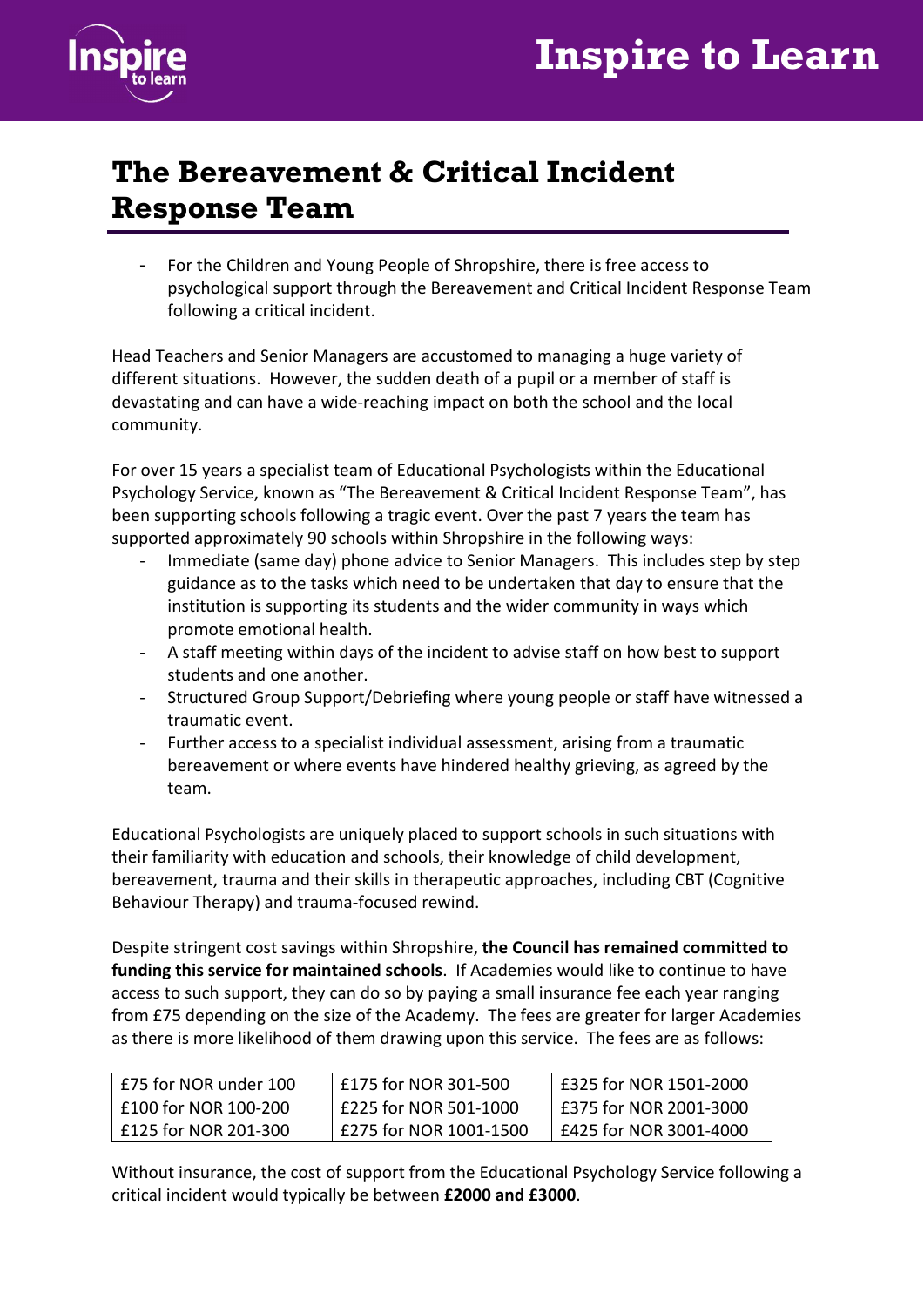# The Bereavement & Critical Incident Response Team

- For the Children and Young People of Shropshire, there is free access to psychological support through the Bereavement and Critical Incident Response Team following a critical incident.

Head Teachers and Senior Managers are accustomed to managing a huge variety of different situations. However, the sudden death of a pupil or a member of staff is devastating and can have a wide-reaching impact on both the school and the local community.

For over 15 years a specialist team of Educational Psychologists within the Educational Psychology Service, known as "The Bereavement & Critical Incident Response Team", has been supporting schools following a tragic event. Over the past 7 years the team has supported approximately 90 schools within Shropshire in the following ways:

- Immediate (same day) phone advice to Senior Managers. This includes step by step guidance as to the tasks which need to be undertaken that day to ensure that the institution is supporting its students and the wider community in ways which promote emotional health.
- A staff meeting within days of the incident to advise staff on how best to support students and one another.
- Structured Group Support/Debriefing where young people or staff have witnessed a traumatic event.
- Further access to a specialist individual assessment, arising from a traumatic bereavement or where events have hindered healthy grieving, as agreed by the team.

Educational Psychologists are uniquely placed to support schools in such situations with their familiarity with education and schools, their knowledge of child development, bereavement, trauma and their skills in therapeutic approaches, including CBT (Cognitive Behaviour Therapy) and trauma-focused rewind.

Despite stringent cost savings within Shropshire, **the Council has remained committed to funding this service for maintained schools**. If Academies would like to continue to have access to such support, they can do so by paying a small insurance fee each year ranging from £75 depending on the size of the Academy. The fees are greater for larger Academies as there is more likelihood of them drawing upon this service. The fees are as follows:

| | | |
|---|---|---|
| £75 for NOR under 100 | £175 for NOR 301-500 | £325 for NOR 1501-2000 |
| £100 for NOR 100-200 | £225 for NOR 501-1000 | £375 for NOR 2001-3000 |
| £125 for NOR 201-300 | £275 for NOR 1001-1500 | £425 for NOR 3001-4000 |

Without insurance, the cost of support from the Educational Psychology Service following a critical incident would typically be between **£2000 and £3000**.